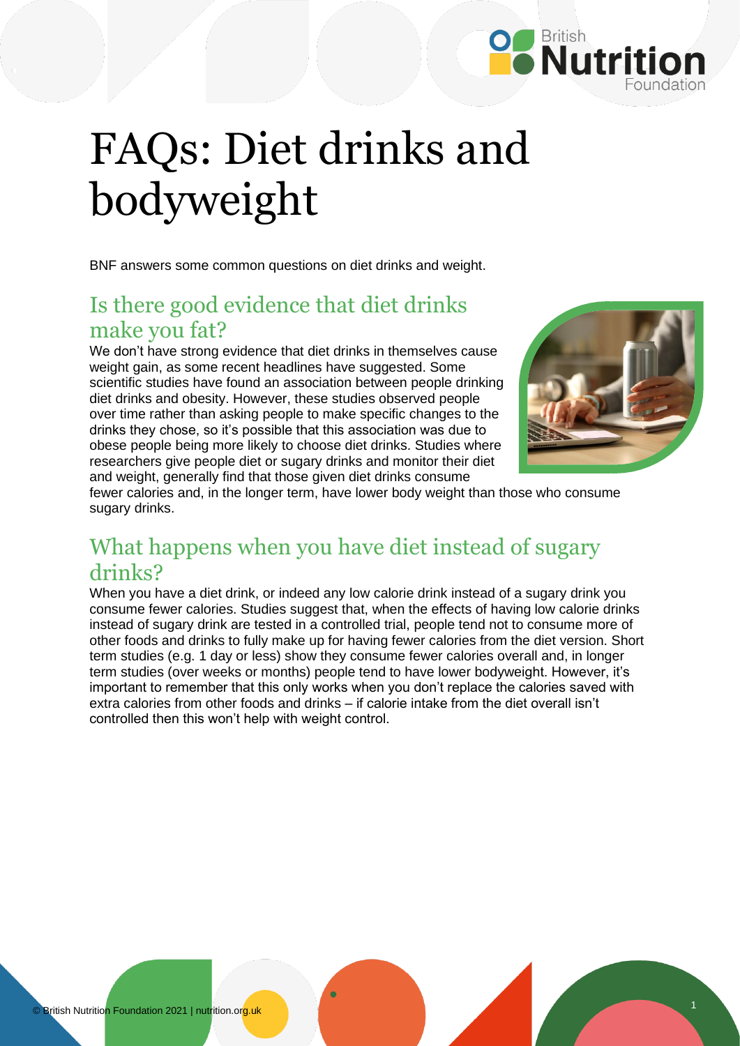# FAQs: Diet drinks and bodyweight

BNF answers some common questions on diet drinks and weight.

## Is there good evidence that diet drinks make you fat?

We don't have strong evidence that diet drinks in themselves cause weight gain, as some recent headlines have suggested. Some scientific studies have found an association between people drinking diet drinks and obesity. However, these studies observed people over time rather than asking people to make specific changes to the drinks they chose, so it's possible that this association was due to obese people being more likely to choose diet drinks. Studies where researchers give people diet or sugary drinks and monitor their diet and weight, generally find that those given diet drinks consume fewer calories and, in the longer term, have lower body weight than those who consume sugary drinks.

## What happens when you have diet instead of sugary drinks?

When you have a diet drink, or indeed any low calorie drink instead of a sugary drink you consume fewer calories. Studies suggest that, when the effects of having low calorie drinks instead of sugary drink are tested in a controlled trial, people tend not to consume more of other foods and drinks to fully make up for having fewer calories from the diet version. Short term studies (e.g. 1 day or less) show they consume fewer calories overall and, in longer term studies (over weeks or months) people tend to have lower bodyweight. However, it's important to remember that this only works when you don't replace the calories saved with extra calories from other foods and drinks – if calorie intake from the diet overall isn't controlled then this won't help with weight control.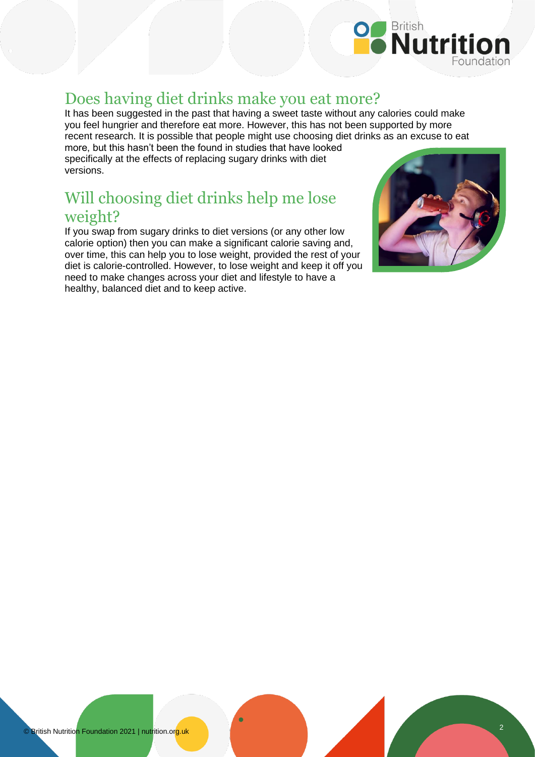## Does having diet drinks make you eat more?

It has been suggested in the past that having a sweet taste without any calories could make you feel hungrier and therefore eat more. However, this has not been supported by more recent research. It is possible that people might use choosing diet drinks as an excuse to eat more, but this hasn't been the found in studies that have looked specifically at the effects of replacing sugary drinks with diet versions.

## Will choosing diet drinks help me lose weight?

If you swap from sugary drinks to diet versions (or any other low calorie option) then you can make a significant calorie saving and, over time, this can help you to lose weight, provided the rest of your diet is calorie-controlled. However, to lose weight and keep it off you need to make changes across your diet and lifestyle to have a healthy, balanced diet and to keep active.